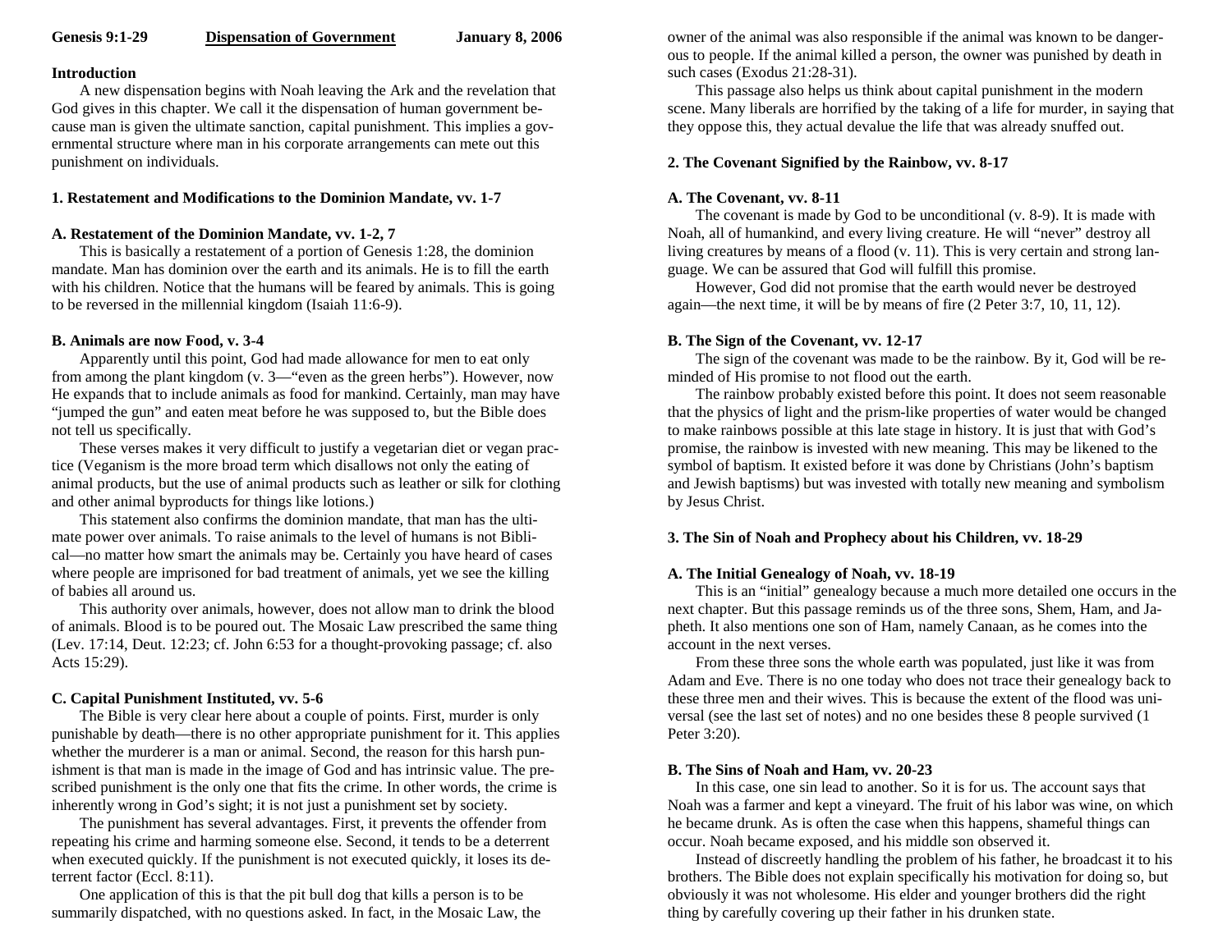**Genesis 9:1-29** **Dispensation of Government** **January 8, 2006**

**Introduction**

A new dispensation begins with Noah leaving the Ark and the revelation that God gives in this chapter. We call it the dispensation of human government because man is given the ultimate sanction, capital punishment. This implies a governmental structure where man in his corporate arrangements can mete out this punishment on individuals.

**1. Restatement and Modifications to the Dominion Mandate, vv. 1-7**

**A. Restatement of the Dominion Mandate, vv. 1-2, 7**

This is basically a restatement of a portion of Genesis 1:28, the dominion mandate. Man has dominion over the earth and its animals. He is to fill the earth with his children. Notice that the humans will be feared by animals. This is going to be reversed in the millennial kingdom (Isaiah 11:6-9).

**B. Animals are now Food, v. 3-4**

Apparently until this point, God had made allowance for men to eat only from among the plant kingdom (v. 3—"even as the green herbs"). However, now He expands that to include animals as food for mankind. Certainly, man may have "jumped the gun" and eaten meat before he was supposed to, but the Bible does not tell us specifically.

These verses makes it very difficult to justify a vegetarian diet or vegan practice (Veganism is the more broad term which disallows not only the eating of animal products, but the use of animal products such as leather or silk for clothing and other animal byproducts for things like lotions.)

This statement also confirms the dominion mandate, that man has the ultimate power over animals. To raise animals to the level of humans is not Biblical—no matter how smart the animals may be. Certainly you have heard of cases where people are imprisoned for bad treatment of animals, yet we see the killing of babies all around us.

This authority over animals, however, does not allow man to drink the blood of animals. Blood is to be poured out. The Mosaic Law prescribed the same thing (Lev. 17:14, Deut. 12:23; cf. John 6:53 for a thought-provoking passage; cf. also Acts 15:29).

**C. Capital Punishment Instituted, vv. 5-6**

The Bible is very clear here about a couple of points. First, murder is only punishable by death—there is no other appropriate punishment for it. This applies whether the murderer is a man or animal. Second, the reason for this harsh punishment is that man is made in the image of God and has intrinsic value. The prescribed punishment is the only one that fits the crime. In other words, the crime is inherently wrong in God's sight; it is not just a punishment set by society.

The punishment has several advantages. First, it prevents the offender from repeating his crime and harming someone else. Second, it tends to be a deterrent when executed quickly. If the punishment is not executed quickly, it loses its deterrent factor (Eccl. 8:11).

One application of this is that the pit bull dog that kills a person is to be summarily dispatched, with no questions asked. In fact, in the Mosaic Law, the owner of the animal was also responsible if the animal was known to be dangerous to people. If the animal killed a person, the owner was punished by death in such cases (Exodus 21:28-31).

This passage also helps us think about capital punishment in the modern scene. Many liberals are horrified by the taking of a life for murder, in saying that they oppose this, they actual devalue the life that was already snuffed out.

**2. The Covenant Signified by the Rainbow, vv. 8-17**

**A. The Covenant, vv. 8-11**

The covenant is made by God to be unconditional (v. 8-9). It is made with Noah, all of humankind, and every living creature. He will "never" destroy all living creatures by means of a flood (v. 11). This is very certain and strong language. We can be assured that God will fulfill this promise.

However, God did not promise that the earth would never be destroyed again—the next time, it will be by means of fire (2 Peter 3:7, 10, 11, 12).

**B. The Sign of the Covenant, vv. 12-17**

The sign of the covenant was made to be the rainbow. By it, God will be reminded of His promise to not flood out the earth.

The rainbow probably existed before this point. It does not seem reasonable that the physics of light and the prism-like properties of water would be changed to make rainbows possible at this late stage in history. It is just that with God's promise, the rainbow is invested with new meaning. This may be likened to the symbol of baptism. It existed before it was done by Christians (John's baptism and Jewish baptisms) but was invested with totally new meaning and symbolism by Jesus Christ.

**3. The Sin of Noah and Prophecy about his Children, vv. 18-29**

**A. The Initial Genealogy of Noah, vv. 18-19**

This is an "initial" genealogy because a much more detailed one occurs in the next chapter. But this passage reminds us of the three sons, Shem, Ham, and Japheth. It also mentions one son of Ham, namely Canaan, as he comes into the account in the next verses.

From these three sons the whole earth was populated, just like it was from Adam and Eve. There is no one today who does not trace their genealogy back to these three men and their wives. This is because the extent of the flood was universal (see the last set of notes) and no one besides these 8 people survived (1 Peter 3:20).

**B. The Sins of Noah and Ham, vv. 20-23**

In this case, one sin lead to another. So it is for us. The account says that Noah was a farmer and kept a vineyard. The fruit of his labor was wine, on which he became drunk. As is often the case when this happens, shameful things can occur. Noah became exposed, and his middle son observed it.

Instead of discreetly handling the problem of his father, he broadcast it to his brothers. The Bible does not explain specifically his motivation for doing so, but obviously it was not wholesome. His elder and younger brothers did the right thing by carefully covering up their father in his drunken state.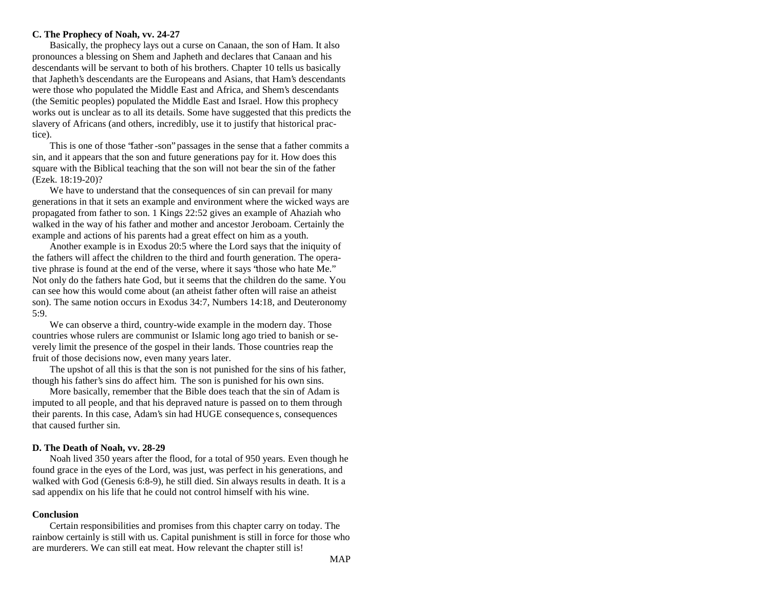### C. The Prophecy of Noah, vv. 24-27

Basically, the prophecy lays out a curse on Canaan, the son of Ham. It also pronounces a blessing on Shem and Japheth and declares that Canaan and his descendants will be servant to both of his brothers. Chapter 10 tells us basically that Japheth's descendants are the Europeans and Asians, that Ham's descendants were those who populated the Middle East and Africa, and Shem's descendants (the Semitic peoples) populated the Middle East and Israel. How this prophecy works out is unclear as to all its details. Some have suggested that this predicts the slavery of Africans (and others, incredibly, use it to justify that historical practice).

This is one of those "father-son" passages in the sense that a father commits a sin, and it appears that the son and future generations pay for it. How does this square with the Biblical teaching that the son will not bear the sin of the father (Ezek. 18:19-20)?

We have to understand that the consequences of sin can prevail for many generations in that it sets an example and environment where the wicked ways are propagated from father to son. 1 Kings 22:52 gives an example of Ahaziah who walked in the way of his father and mother and ancestor Jeroboam. Certainly the example and actions of his parents had a great effect on him as a youth.

Another example is in Exodus 20:5 where the Lord says that the iniquity of the fathers will affect the children to the third and fourth generation. The operative phrase is found at the end of the verse, where it says "those who hate Me." Not only do the fathers hate God, but it seems that the children do the same. You can see how this would come about (an atheist father often will raise an atheist son). The same notion occurs in Exodus 34:7, Numbers 14:18, and Deuteronomy 5:9.

We can observe a third, country-wide example in the modern day. Those countries whose rulers are communist or Islamic long ago tried to banish or severely limit the presence of the gospel in their lands. Those countries reap the fruit of those decisions now, even many years later.

The upshot of all this is that the son is not punished for the sins of his father, though his father's sins do affect him. The son is punished for his own sins.

More basically, remember that the Bible does teach that the sin of Adam is imputed to all people, and that his depraved nature is passed on to them through their parents. In this case, Adam's sin had HUGE consequences, consequences that caused further sin.

### D. The Death of Noah, vv. 28-29

Noah lived 350 years after the flood, for a total of 950 years. Even though he found grace in the eyes of the Lord, was just, was perfect in his generations, and walked with God (Genesis 6:8-9), he still died. Sin always results in death. It is a sad appendix on his life that he could not control himself with his wine.

### Conclusion

Certain responsibilities and promises from this chapter carry on today. The rainbow certainly is still with us. Capital punishment is still in force for those who are murderers. We can still eat meat. How relevant the chapter still is!

MAP